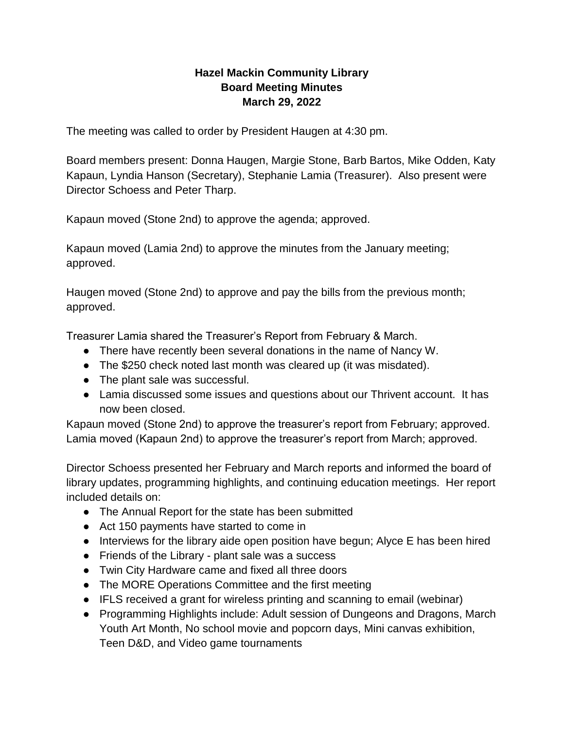**Hazel Mackin Community Library**
**Board Meeting Minutes**
**March 29, 2022**

The meeting was called to order by President Haugen at 4:30 pm.

Board members present: Donna Haugen, Margie Stone, Barb Bartos, Mike Odden, Katy Kapaun, Lyndia Hanson (Secretary), Stephanie Lamia (Treasurer). Also present were Director Schoess and Peter Tharp.

Kapaun moved (Stone 2nd) to approve the agenda; approved.

Kapaun moved (Lamia 2nd) to approve the minutes from the January meeting; approved.

Haugen moved (Stone 2nd) to approve and pay the bills from the previous month; approved.

Treasurer Lamia shared the Treasurer's Report from February & March.

- There have recently been several donations in the name of Nancy W.
- The $250 check noted last month was cleared up (it was misdated).
- The plant sale was successful.
- Lamia discussed some issues and questions about our Thrivent account. It has now been closed.

Kapaun moved (Stone 2nd) to approve the treasurer's report from February; approved.
Lamia moved (Kapaun 2nd) to approve the treasurer's report from March; approved.

Director Schoess presented her February and March reports and informed the board of library updates, programming highlights, and continuing education meetings. Her report included details on:

- The Annual Report for the state has been submitted
- Act 150 payments have started to come in
- Interviews for the library aide open position have begun; Alyce E has been hired
- Friends of the Library - plant sale was a success
- Twin City Hardware came and fixed all three doors
- The MORE Operations Committee and the first meeting
- IFLS received a grant for wireless printing and scanning to email (webinar)
- Programming Highlights include: Adult session of Dungeons and Dragons, March Youth Art Month, No school movie and popcorn days, Mini canvas exhibition, Teen D&D, and Video game tournaments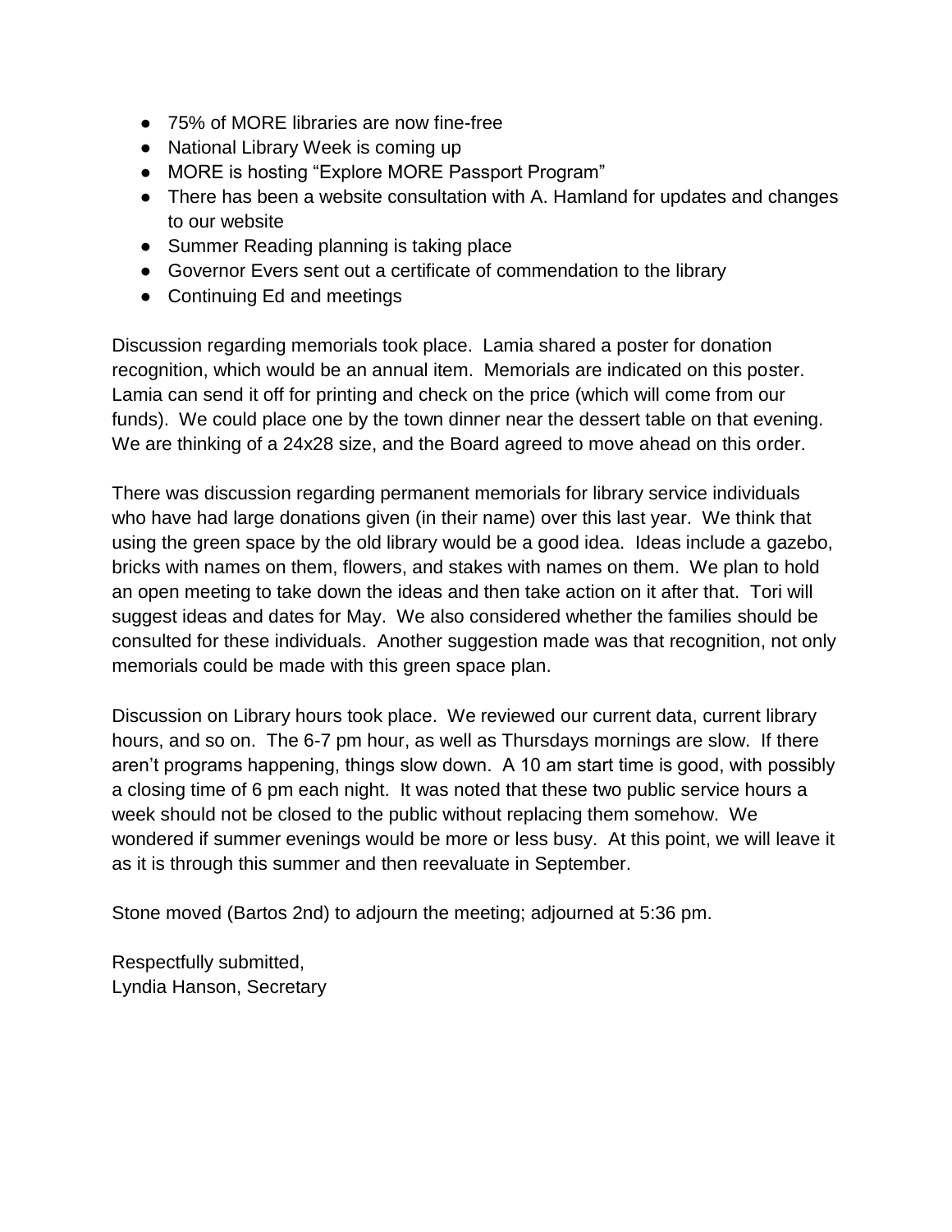- 75% of MORE libraries are now fine-free
- National Library Week is coming up
- MORE is hosting “Explore MORE Passport Program”
- There has been a website consultation with A. Hamland for updates and changes to our website
- Summer Reading planning is taking place
- Governor Evers sent out a certificate of commendation to the library
- Continuing Ed and meetings

Discussion regarding memorials took place. Lamia shared a poster for donation recognition, which would be an annual item. Memorials are indicated on this poster. Lamia can send it off for printing and check on the price (which will come from our funds). We could place one by the town dinner near the dessert table on that evening. We are thinking of a 24x28 size, and the Board agreed to move ahead on this order.

There was discussion regarding permanent memorials for library service individuals who have had large donations given (in their name) over this last year. We think that using the green space by the old library would be a good idea. Ideas include a gazebo, bricks with names on them, flowers, and stakes with names on them. We plan to hold an open meeting to take down the ideas and then take action on it after that. Tori will suggest ideas and dates for May. We also considered whether the families should be consulted for these individuals. Another suggestion made was that recognition, not only memorials could be made with this green space plan.

Discussion on Library hours took place. We reviewed our current data, current library hours, and so on. The 6-7 pm hour, as well as Thursdays mornings are slow. If there aren’t programs happening, things slow down. A 10 am start time is good, with possibly a closing time of 6 pm each night. It was noted that these two public service hours a week should not be closed to the public without replacing them somehow. We wondered if summer evenings would be more or less busy. At this point, we will leave it as it is through this summer and then reevaluate in September.

Stone moved (Bartos 2nd) to adjourn the meeting; adjourned at 5:36 pm.

Respectfully submitted,
Lyndia Hanson, Secretary